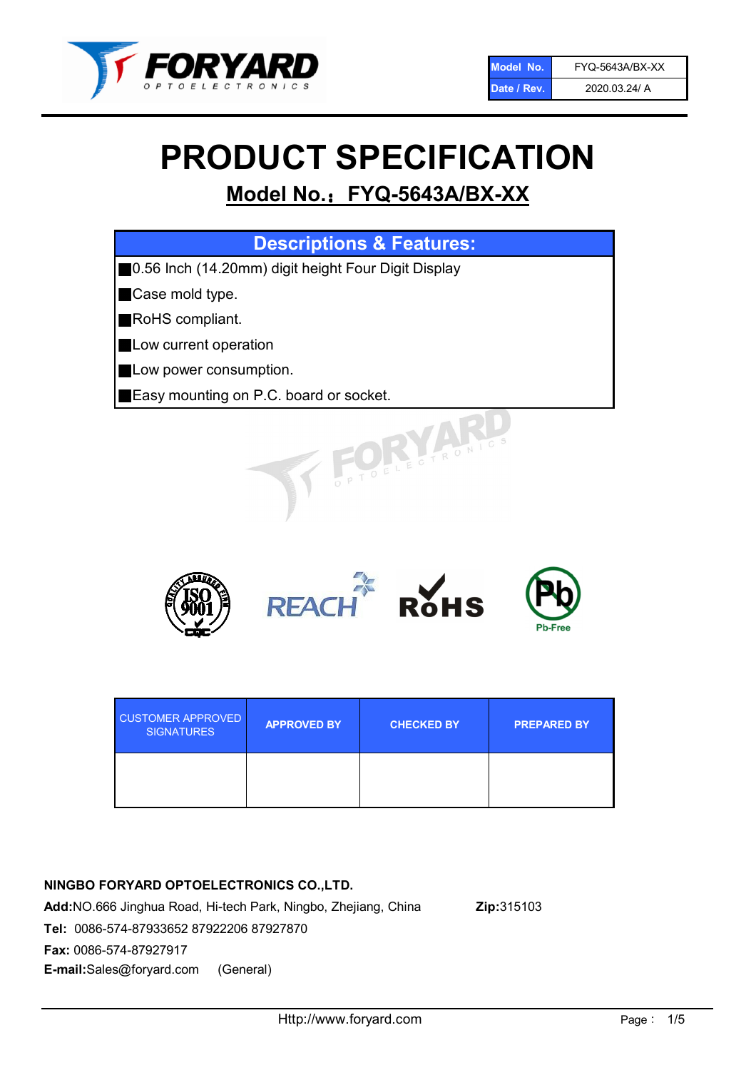| Model No. | FYQ-5643A/BX-XX |
| --- | --- |
| Date / Rev. | 2020.03.24/ A |

# PRODUCT SPECIFICATION

## Model No.：FYQ-5643A/BX-XX

| Descriptions & Features: |
| --- |
| ■0.56 Inch (14.20mm) digit height Four Digit Display |
| ■Case mold type. |
| ■RoHS compliant. |
| ■Low current operation |
| ■Low power consumption. |
| ■Easy mounting on P.C. board or socket. |

| CUSTOMER APPROVED SIGNATURES | APPROVED BY | CHECKED BY | PREPARED BY |
| --- | --- | --- | --- |
| | | | |

**NINGBO FORYARD OPTOELECTRONICS CO.,LTD.**

**Add:**NO.666 Jinghua Road, Hi-tech Park, Ningbo, Zhejiang, China **Zip:**315103

**Tel:** 0086-574-87933652 87922206 87927870

**Fax:** 0086-574-87927917

**E-mail:**Sales@foryard.com (General)

Http://www.foryard.com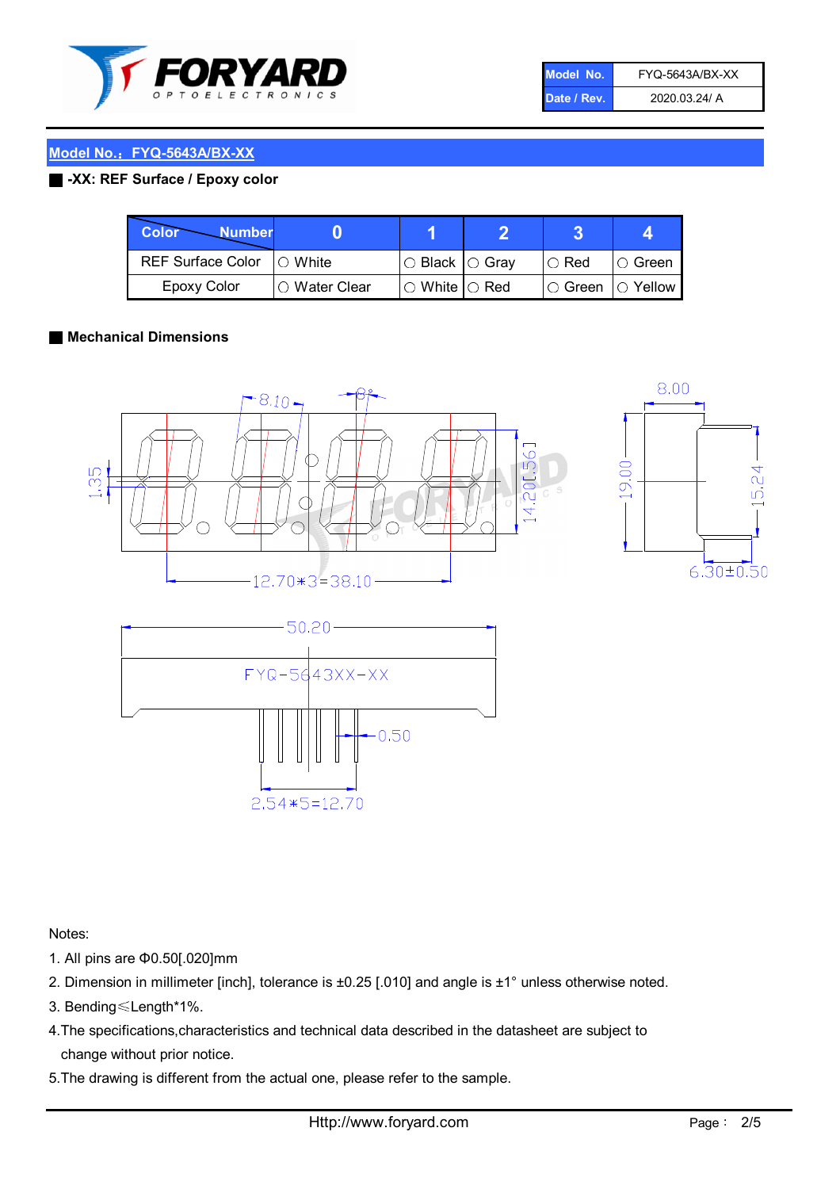| Model No. | FYQ-5643A/BX-XX |
|---|---|
| Date / Rev. | 2020.03.24/ A |

## Model No.：FYQ-5643A/BX-XX

**-XX: REF Surface / Epoxy color**

| Color \ Number | 0 | 1 | 2 | 3 | 4 |
|---|---|---|---|---|---|
| REF Surface Color | ○ White | ○ Black | ○ Gray | ○ Red | ○ Green |
| Epoxy Color | ○ Water Clear | ○ White | ○ Red | ○ Green | ○ Yellow |

**Mechanical Dimensions**

Notes:

1. All pins are Φ0.50[.020]mm
2. Dimension in millimeter [inch], tolerance is ±0.25 [.010] and angle is ±1° unless otherwise noted.
3. Bending≤Length*1%.
4. The specifications,characteristics and technical data described in the datasheet are subject to change without prior notice.
5. The drawing is different from the actual one, please refer to the sample.

Http://www.foryard.com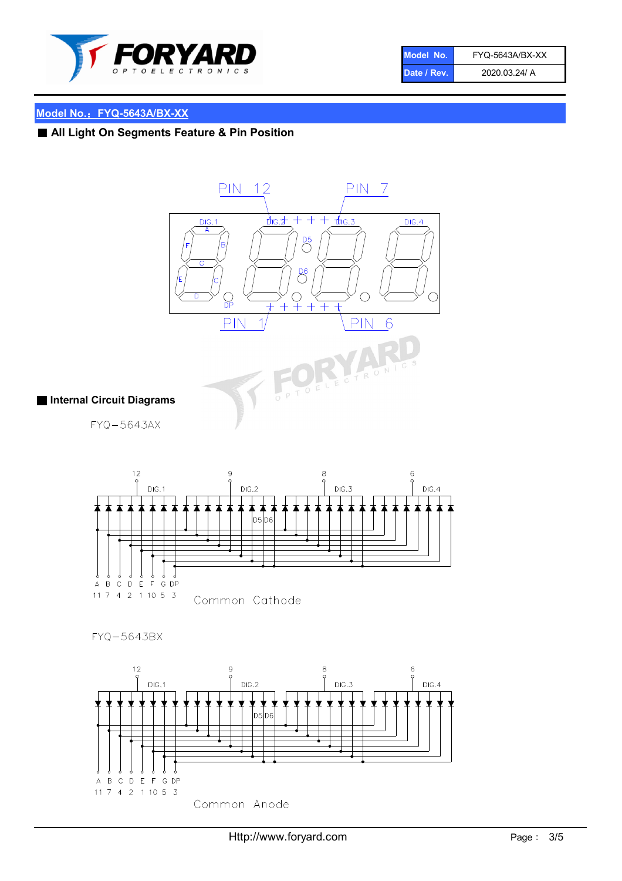## Model No.：FYQ-5643A/BX-XX

### All Light On Segments Feature & Pin Position

PIN 12　　PIN 7

DIG.1　DIG.2　DIG.3　DIG.4

A　B　C　D　E　F　G　DP　D5　D6

PIN 1　　PIN 6

### Internal Circuit Diagrams

FYQ−5643AX

12　DIG.1　9　DIG.2　8　DIG.3　6　DIG.4

D5 D6

| A | B | C | D | E | F | G | DP |
|---|---|---|---|---|---|---|---|
| 11 | 7 | 4 | 2 | 1 | 10 | 5 | 3 |

Common Cathode

FYQ−5643BX

12　DIG.1　9　DIG.2　8　DIG.3　6　DIG.4

D5 D6

| A | B | C | D | E | F | G | DP |
|---|---|---|---|---|---|---|---|
| 11 | 7 | 4 | 2 | 1 | 10 | 5 | 3 |

Common Anode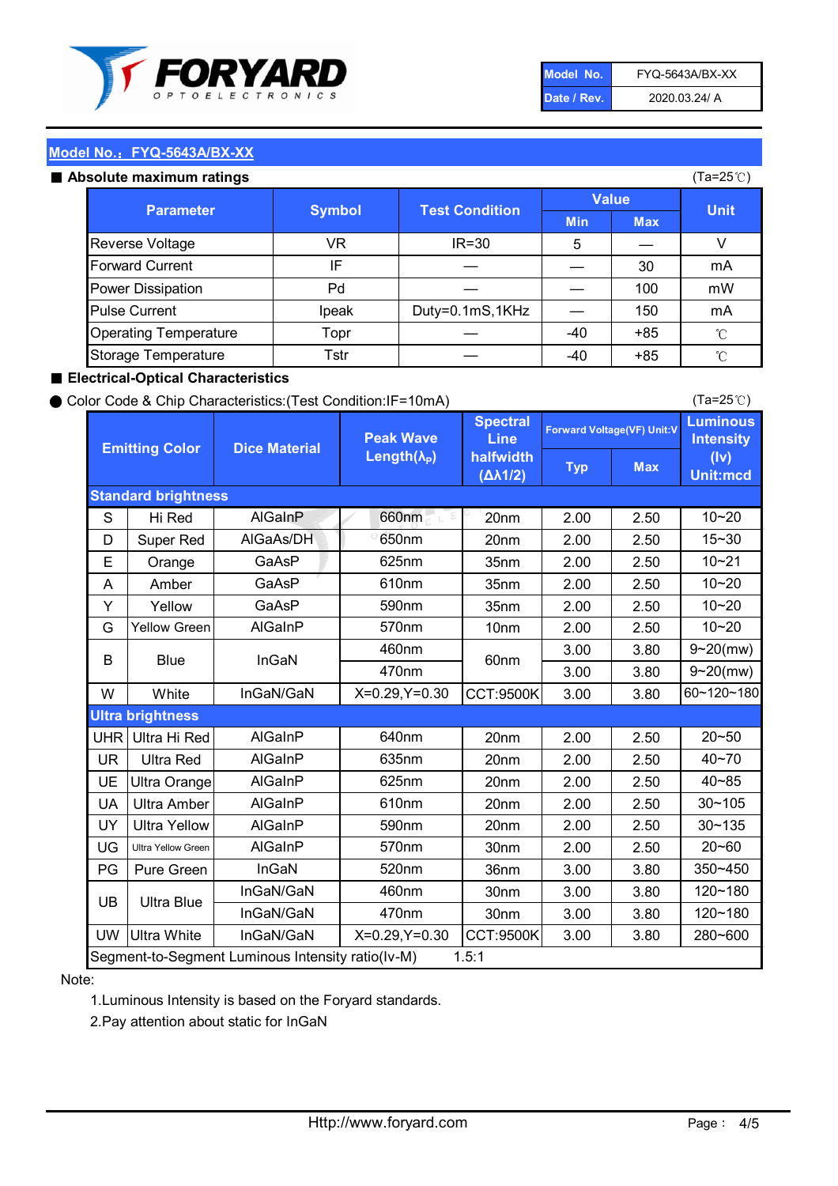| Model No. | FYQ-5643A/BX-XX |
|---|---|
| Date / Rev. | 2020.03.24/ A |

## Model No.：FYQ-5643A/BX-XX

### ■ Absolute maximum ratings

(Ta=25℃)

| Parameter | Symbol | Test Condition | Value | | Unit |
|---|---|---|---|---|---|
| | | | Min | Max | |
| Reverse Voltage | VR | IR=30 | 5 | — | V |
| Forward Current | IF | — | — | 30 | mA |
| Power Dissipation | Pd | — | — | 100 | mW |
| Pulse Current | Ipeak | Duty=0.1mS,1KHz | — | 150 | mA |
| Operating Temperature | Topr | — | -40 | +85 | ℃ |
| Storage Temperature | Tstr | — | -40 | +85 | ℃ |

### ■ Electrical-Optical Characteristics

● Color Code & Chip Characteristics:(Test Condition:IF=10mA)

(Ta=25℃)

| Emitting Color | | Dice Material | Peak Wave Length($\lambda_P$) | Spectral Line halfwidth ($\Delta\lambda1/2$) | Forward Voltage(VF) Unit:V | | Luminous Intensity (Iv) Unit:mcd |
|---|---|---|---|---|---|---|---|
| | | | | | Typ | Max | |
| **Standard brightness** | | | | | | | |
| S | Hi Red | AlGaInP | 660nm | 20nm | 2.00 | 2.50 | 10~20 |
| D | Super Red | AlGaAs/DH | 650nm | 20nm | 2.00 | 2.50 | 15~30 |
| E | Orange | GaAsP | 625nm | 35nm | 2.00 | 2.50 | 10~21 |
| A | Amber | GaAsP | 610nm | 35nm | 2.00 | 2.50 | 10~20 |
| Y | Yellow | GaAsP | 590nm | 35nm | 2.00 | 2.50 | 10~20 |
| G | Yellow Green | AlGaInP | 570nm | 10nm | 2.00 | 2.50 | 10~20 |
| B | Blue | InGaN | 460nm | 60nm | 3.00 | 3.80 | 9~20(mw) |
| | | | 470nm | | 3.00 | 3.80 | 9~20(mw) |
| W | White | InGaN/GaN | X=0.29,Y=0.30 | CCT:9500K | 3.00 | 3.80 | 60~120~180 |
| **Ultra brightness** | | | | | | | |
| UHR | Ultra Hi Red | AlGaInP | 640nm | 20nm | 2.00 | 2.50 | 20~50 |
| UR | Ultra Red | AlGaInP | 635nm | 20nm | 2.00 | 2.50 | 40~70 |
| UE | Ultra Orange | AlGaInP | 625nm | 20nm | 2.00 | 2.50 | 40~85 |
| UA | Ultra Amber | AlGaInP | 610nm | 20nm | 2.00 | 2.50 | 30~105 |
| UY | Ultra Yellow | AlGaInP | 590nm | 20nm | 2.00 | 2.50 | 30~135 |
| UG | Ultra Yellow Green | AlGaInP | 570nm | 30nm | 2.00 | 2.50 | 20~60 |
| PG | Pure Green | InGaN | 520nm | 36nm | 3.00 | 3.80 | 350~450 |
| UB | Ultra Blue | InGaN/GaN | 460nm | 30nm | 3.00 | 3.80 | 120~180 |
| | | InGaN/GaN | 470nm | 30nm | 3.00 | 3.80 | 120~180 |
| UW | Ultra White | InGaN/GaN | X=0.29,Y=0.30 | CCT:9500K | 3.00 | 3.80 | 280~600 |
| Segment-to-Segment Luminous Intensity ratio(Iv-M) | | | | 1.5:1 | | | |

Note:

1.Luminous Intensity is based on the Foryard standards.

2.Pay attention about static for InGaN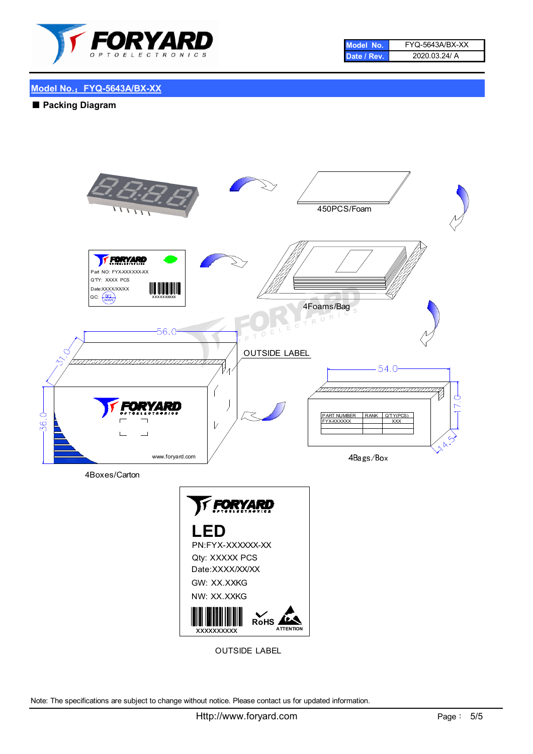| Model No. | FYQ-5643A/BX-XX |
|---|---|
| Date / Rev. | 2020.03.24/ A |

## Model No.：FYQ-5643A/BX-XX

■ **Packing Diagram**

450PCS/Foam

Part NO: FYX-XXXXXXX-XX
Q'TY: XXXX PCS
Date:XXXX/XX/XX
QC:

4Foams/Bag

56.0

31.0

36.0

OUTSIDE LABEL

54.0

17.0

14.5

| PART NUMBER | RANK | Q'TY(PCS) |
|---|---|---|
| FYX-XXXXXX | | XXX |
| | | |
| | | |

www.foryard.com

4Boxes/Carton

4Bags/Box

LED
PN:FYX-XXXXXX-XX
Qty: XXXXX PCS
Date:XXXX/XX/XX
GW: XX.XXKG
NW: XX.XXKG
XXXXXXXXXX
RoHS
ATTENTION

OUTSIDE LABEL

Note: The specifications are subject to change without notice. Please contact us for updated information.

Http://www.foryard.com